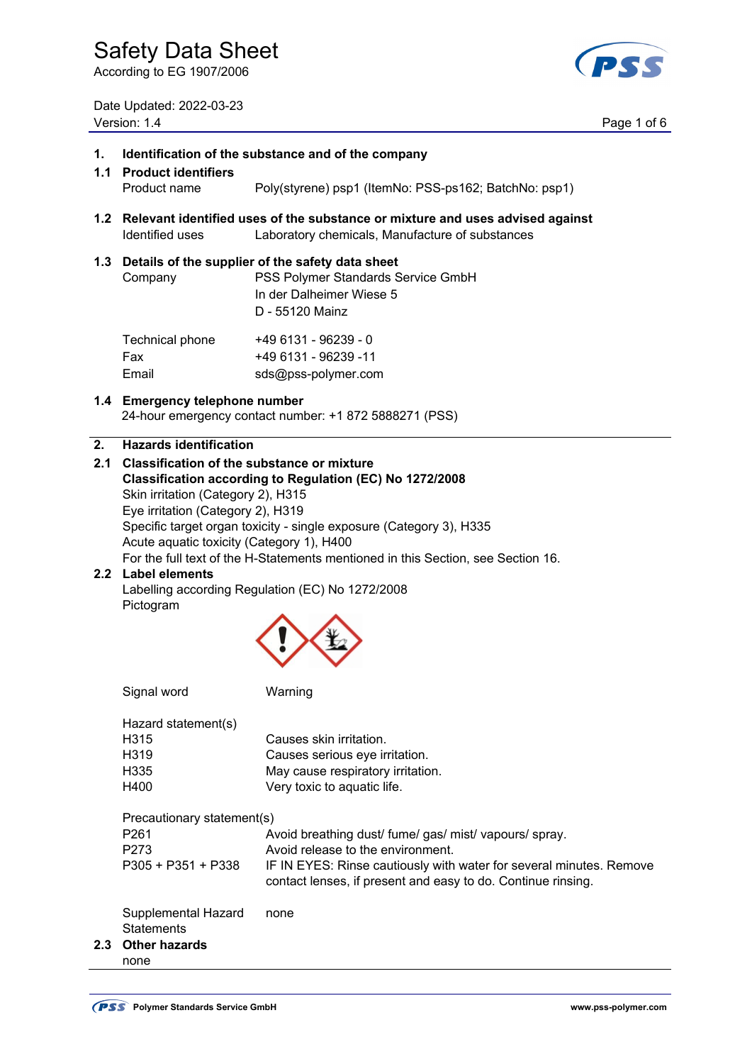# Safety Data Sheet

According to EG 1907/2006

Date Updated: 2022-03-23
Version: 1.4

## 1. Identification of the substance and of the company

### 1.1 Product identifiers

| | |
|---|---|
| Product name | Poly(styrene) psp1 (ItemNo: PSS-ps162; BatchNo: psp1) |

### 1.2 Relevant identified uses of the substance or mixture and uses advised against

| | |
|---|---|
| Identified uses | Laboratory chemicals, Manufacture of substances |

### 1.3 Details of the supplier of the safety data sheet

| | |
|---|---|
| Company | PSS Polymer Standards Service GmbH<br>In der Dalheimer Wiese 5<br>D - 55120 Mainz |
| Technical phone | +49 6131 - 96239 - 0 |
| Fax | +49 6131 - 96239 -11 |
| Email | sds@pss-polymer.com |

### 1.4 Emergency telephone number

24-hour emergency contact number: +1 872 5888271 (PSS)

## 2. Hazards identification

### 2.1 Classification of the substance or mixture

**Classification according to Regulation (EC) No 1272/2008**

Skin irritation (Category 2), H315
Eye irritation (Category 2), H319
Specific target organ toxicity - single exposure (Category 3), H335
Acute aquatic toxicity (Category 1), H400
For the full text of the H-Statements mentioned in this Section, see Section 16.

### 2.2 Label elements

Labelling according Regulation (EC) No 1272/2008

Pictogram

| | |
|---|---|
| Signal word | Warning |

Hazard statement(s)

| | |
|---|---|
| H315 | Causes skin irritation. |
| H319 | Causes serious eye irritation. |
| H335 | May cause respiratory irritation. |
| H400 | Very toxic to aquatic life. |

Precautionary statement(s)

| | |
|---|---|
| P261 | Avoid breathing dust/ fume/ gas/ mist/ vapours/ spray. |
| P273 | Avoid release to the environment. |
| P305 + P351 + P338 | IF IN EYES: Rinse cautiously with water for several minutes. Remove contact lenses, if present and easy to do. Continue rinsing. |

| | |
|---|---|
| Supplemental Hazard Statements | none |

### 2.3 Other hazards

none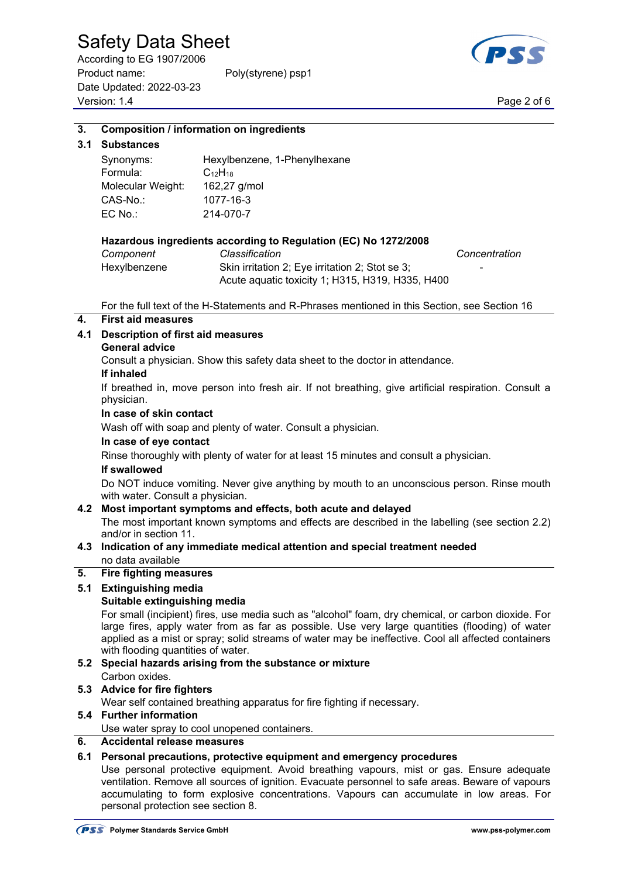## 3. Composition / information on ingredients

### 3.1 Substances

| | |
|---|---|
| Synonyms: | Hexylbenzene, 1-Phenylhexane |
| Formula: | $C_{12}H_{18}$ |
| Molecular Weight: | 162,27 g/mol |
| CAS-No.: | 1077-16-3 |
| EC No.: | 214-070-7 |

**Hazardous ingredients according to Regulation (EC) No 1272/2008**

| *Component* | *Classification* | *Concentration* |
|---|---|---|
| Hexylbenzene | Skin irritation 2; Eye irritation 2; Stot se 3; Acute aquatic toxicity 1; H315, H319, H335, H400 | - |

For the full text of the H-Statements and R-Phrases mentioned in this Section, see Section 16

## 4. First aid measures

### 4.1 Description of first aid measures

**General advice**

Consult a physician. Show this safety data sheet to the doctor in attendance.

**If inhaled**

If breathed in, move person into fresh air. If not breathing, give artificial respiration. Consult a physician.

**In case of skin contact**

Wash off with soap and plenty of water. Consult a physician.

**In case of eye contact**

Rinse thoroughly with plenty of water for at least 15 minutes and consult a physician.

**If swallowed**

Do NOT induce vomiting. Never give anything by mouth to an unconscious person. Rinse mouth with water. Consult a physician.

### 4.2 Most important symptoms and effects, both acute and delayed

The most important known symptoms and effects are described in the labelling (see section 2.2) and/or in section 11.

### 4.3 Indication of any immediate medical attention and special treatment needed

no data available

## 5. Fire fighting measures

### 5.1 Extinguishing media

**Suitable extinguishing media**

For small (incipient) fires, use media such as "alcohol" foam, dry chemical, or carbon dioxide. For large fires, apply water from as far as possible. Use very large quantities (flooding) of water applied as a mist or spray; solid streams of water may be ineffective. Cool all affected containers with flooding quantities of water.

### 5.2 Special hazards arising from the substance or mixture

Carbon oxides.

### 5.3 Advice for fire fighters

Wear self contained breathing apparatus for fire fighting if necessary.

### 5.4 Further information

Use water spray to cool unopened containers.

## 6. Accidental release measures

### 6.1 Personal precautions, protective equipment and emergency procedures

Use personal protective equipment. Avoid breathing vapours, mist or gas. Ensure adequate ventilation. Remove all sources of ignition. Evacuate personnel to safe areas. Beware of vapours accumulating to form explosive concentrations. Vapours can accumulate in low areas. For personal protection see section 8.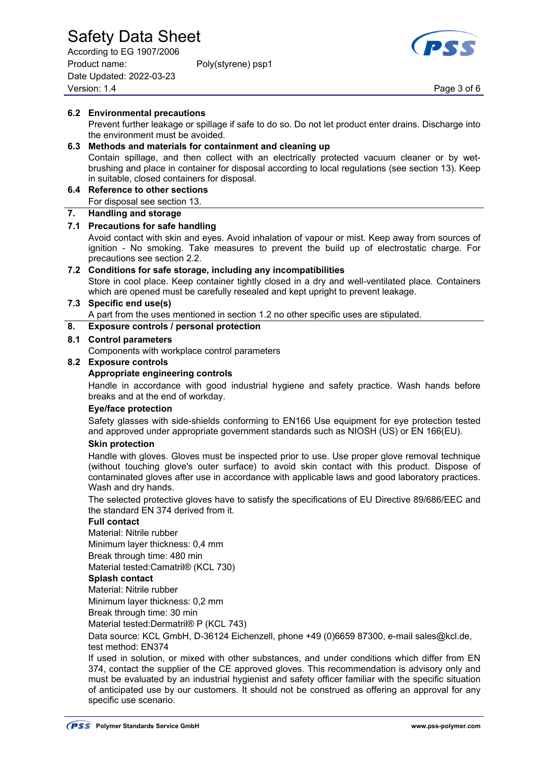### 6.2 Environmental precautions

Prevent further leakage or spillage if safe to do so. Do not let product enter drains. Discharge into the environment must be avoided.

### 6.3 Methods and materials for containment and cleaning up

Contain spillage, and then collect with an electrically protected vacuum cleaner or by wet-brushing and place in container for disposal according to local regulations (see section 13). Keep in suitable, closed containers for disposal.

### 6.4 Reference to other sections

For disposal see section 13.

## 7. Handling and storage

### 7.1 Precautions for safe handling

Avoid contact with skin and eyes. Avoid inhalation of vapour or mist. Keep away from sources of ignition - No smoking. Take measures to prevent the build up of electrostatic charge. For precautions see section 2.2.

### 7.2 Conditions for safe storage, including any incompatibilities

Store in cool place. Keep container tightly closed in a dry and well-ventilated place. Containers which are opened must be carefully resealed and kept upright to prevent leakage.

### 7.3 Specific end use(s)

A part from the uses mentioned in section 1.2 no other specific uses are stipulated.

## 8. Exposure controls / personal protection

### 8.1 Control parameters

Components with workplace control parameters

### 8.2 Exposure controls

**Appropriate engineering controls**

Handle in accordance with good industrial hygiene and safety practice. Wash hands before breaks and at the end of workday.

**Eye/face protection**

Safety glasses with side-shields conforming to EN166 Use equipment for eye protection tested and approved under appropriate government standards such as NIOSH (US) or EN 166(EU).

**Skin protection**

Handle with gloves. Gloves must be inspected prior to use. Use proper glove removal technique (without touching glove's outer surface) to avoid skin contact with this product. Dispose of contaminated gloves after use in accordance with applicable laws and good laboratory practices. Wash and dry hands.

The selected protective gloves have to satisfy the specifications of EU Directive 89/686/EEC and the standard EN 374 derived from it.

**Full contact**

Material: Nitrile rubber
Minimum layer thickness: 0,4 mm
Break through time: 480 min
Material tested:Camatril® (KCL 730)

**Splash contact**

Material: Nitrile rubber
Minimum layer thickness: 0,2 mm
Break through time: 30 min
Material tested:Dermatril® P (KCL 743)

Data source: KCL GmbH, D-36124 Eichenzell, phone +49 (0)6659 87300, e-mail sales@kcl.de, test method: EN374

If used in solution, or mixed with other substances, and under conditions which differ from EN 374, contact the supplier of the CE approved gloves. This recommendation is advisory only and must be evaluated by an industrial hygienist and safety officer familiar with the specific situation of anticipated use by our customers. It should not be construed as offering an approval for any specific use scenario.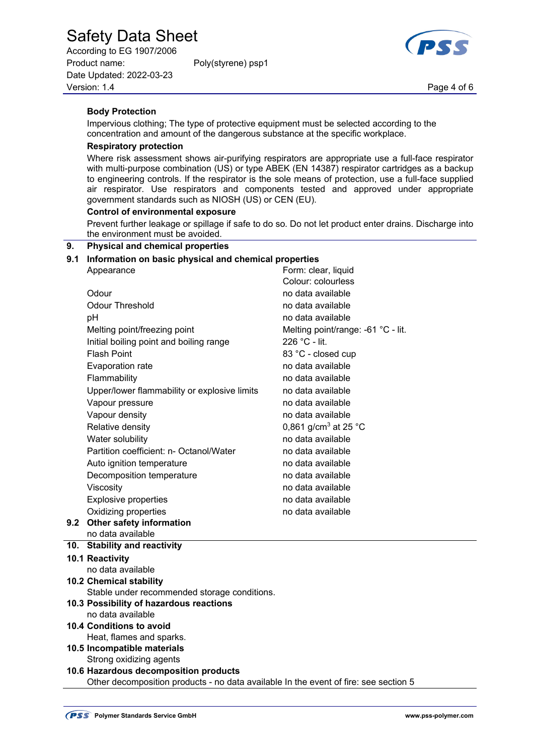### Body Protection

Impervious clothing; The type of protective equipment must be selected according to the concentration and amount of the dangerous substance at the specific workplace.

### Respiratory protection

Where risk assessment shows air-purifying respirators are appropriate use a full-face respirator with multi-purpose combination (US) or type ABEK (EN 14387) respirator cartridges as a backup to engineering controls. If the respirator is the sole means of protection, use a full-face supplied air respirator. Use respirators and components tested and approved under appropriate government standards such as NIOSH (US) or CEN (EU).

### Control of environmental exposure

Prevent further leakage or spillage if safe to do so. Do not let product enter drains. Discharge into the environment must be avoided.

## 9. Physical and chemical properties

### 9.1 Information on basic physical and chemical properties

| Property | Value |
|---|---|
| Appearance | Form: clear, liquid<br>Colour: colourless |
| Odour | no data available |
| Odour Threshold | no data available |
| pH | no data available |
| Melting point/freezing point | Melting point/range: -61 °C - lit. |
| Initial boiling point and boiling range | 226 °C - lit. |
| Flash Point | 83 °C - closed cup |
| Evaporation rate | no data available |
| Flammability | no data available |
| Upper/lower flammability or explosive limits | no data available |
| Vapour pressure | no data available |
| Vapour density | no data available |
| Relative density | 0,861 g/cm$^3$ at 25 °C |
| Water solubility | no data available |
| Partition coefficient: n- Octanol/Water | no data available |
| Auto ignition temperature | no data available |
| Decomposition temperature | no data available |
| Viscosity | no data available |
| Explosive properties | no data available |
| Oxidizing properties | no data available |

### 9.2 Other safety information

no data available

## 10. Stability and reactivity

### 10.1 Reactivity

no data available

### 10.2 Chemical stability

Stable under recommended storage conditions.

### 10.3 Possibility of hazardous reactions

no data available

### 10.4 Conditions to avoid

Heat, flames and sparks.

### 10.5 Incompatible materials

Strong oxidizing agents

### 10.6 Hazardous decomposition products

Other decomposition products - no data available In the event of fire: see section 5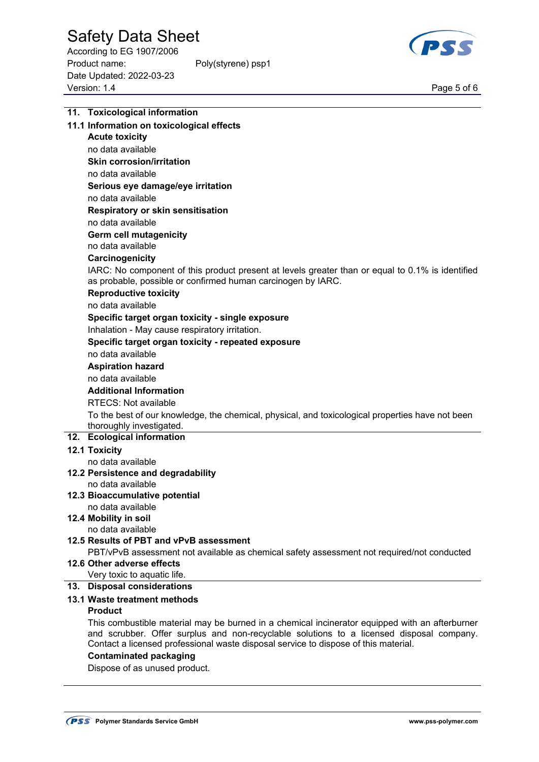## 11. Toxicological information

### 11.1 Information on toxicological effects

**Acute toxicity**

no data available

**Skin corrosion/irritation**

no data available

**Serious eye damage/eye irritation**

no data available

**Respiratory or skin sensitisation**

no data available

**Germ cell mutagenicity**

no data available

**Carcinogenicity**

IARC: No component of this product present at levels greater than or equal to 0.1% is identified as probable, possible or confirmed human carcinogen by IARC.

**Reproductive toxicity**

no data available

**Specific target organ toxicity - single exposure**

Inhalation - May cause respiratory irritation.

**Specific target organ toxicity - repeated exposure**

no data available

**Aspiration hazard**

no data available

**Additional Information**

RTECS: Not available

To the best of our knowledge, the chemical, physical, and toxicological properties have not been thoroughly investigated.

## 12. Ecological information

### 12.1 Toxicity

no data available

### 12.2 Persistence and degradability

no data available

### 12.3 Bioaccumulative potential

no data available

### 12.4 Mobility in soil

no data available

### 12.5 Results of PBT and vPvB assessment

PBT/vPvB assessment not available as chemical safety assessment not required/not conducted

### 12.6 Other adverse effects

Very toxic to aquatic life.

## 13. Disposal considerations

### 13.1 Waste treatment methods

**Product**

This combustible material may be burned in a chemical incinerator equipped with an afterburner and scrubber. Offer surplus and non-recyclable solutions to a licensed disposal company. Contact a licensed professional waste disposal service to dispose of this material.

**Contaminated packaging**

Dispose of as unused product.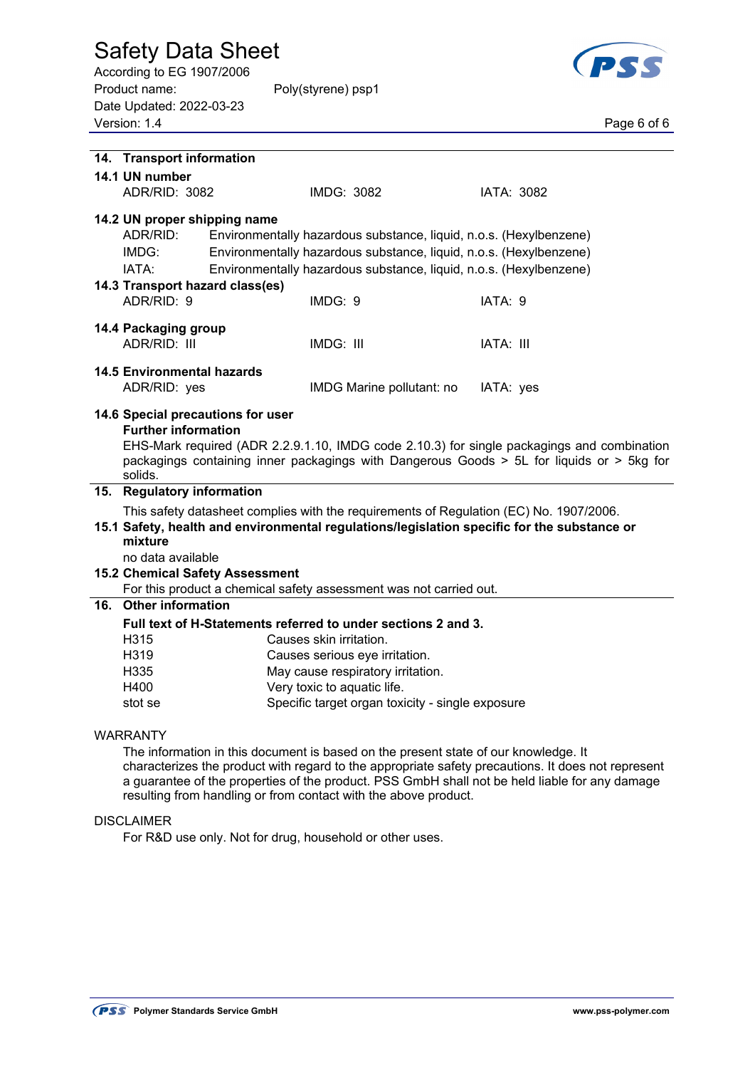## 14. Transport information

### 14.1 UN number

| | | |
|---|---|---|
| ADR/RID: 3082 | IMDG: 3082 | IATA: 3082 |

### 14.2 UN proper shipping name

| | |
|---|---|
| ADR/RID: | Environmentally hazardous substance, liquid, n.o.s. (Hexylbenzene) |
| IMDG: | Environmentally hazardous substance, liquid, n.o.s. (Hexylbenzene) |
| IATA: | Environmentally hazardous substance, liquid, n.o.s. (Hexylbenzene) |

### 14.3 Transport hazard class(es)

| | | |
|---|---|---|
| ADR/RID: 9 | IMDG: 9 | IATA: 9 |

### 14.4 Packaging group

| | | |
|---|---|---|
| ADR/RID: III | IMDG: III | IATA: III |

### 14.5 Environmental hazards

| | | |
|---|---|---|
| ADR/RID: yes | IMDG Marine pollutant: no | IATA: yes |

### 14.6 Special precautions for user

**Further information**

EHS-Mark required (ADR 2.2.9.1.10, IMDG code 2.10.3) for single packagings and combination packagings containing inner packagings with Dangerous Goods > 5L for liquids or > 5kg for solids.

## 15. Regulatory information

This safety datasheet complies with the requirements of Regulation (EC) No. 1907/2006.

### 15.1 Safety, health and environmental regulations/legislation specific for the substance or mixture

no data available

### 15.2 Chemical Safety Assessment

For this product a chemical safety assessment was not carried out.

## 16. Other information

**Full text of H-Statements referred to under sections 2 and 3.**

| | |
|---|---|
| H315 | Causes skin irritation. |
| H319 | Causes serious eye irritation. |
| H335 | May cause respiratory irritation. |
| H400 | Very toxic to aquatic life. |
| stot se | Specific target organ toxicity - single exposure |

WARRANTY

The information in this document is based on the present state of our knowledge. It characterizes the product with regard to the appropriate safety precautions. It does not represent a guarantee of the properties of the product. PSS GmbH shall not be held liable for any damage resulting from handling or from contact with the above product.

DISCLAIMER

For R&D use only. Not for drug, household or other uses.